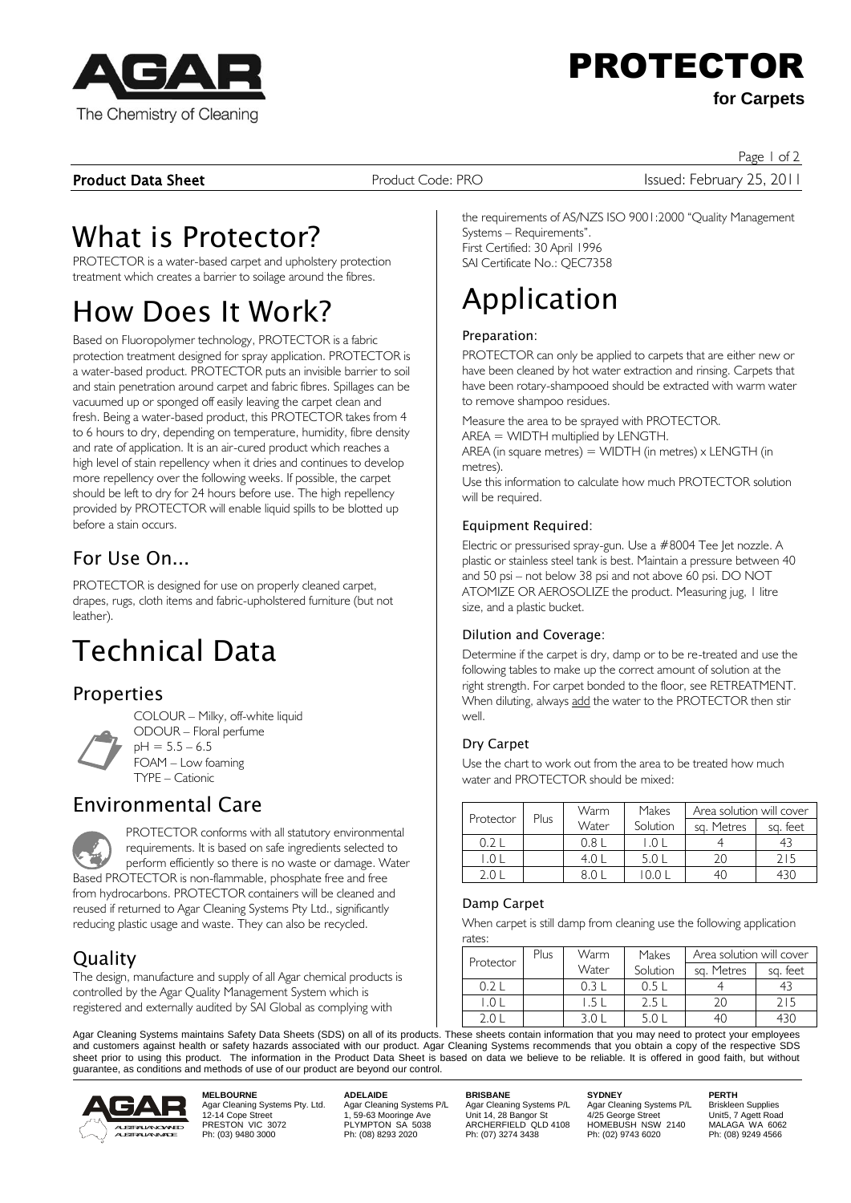# PROTECTOR

**for Carpets**

**Product Data Sheet** Product Code: PRO Issued: February 25, 2011

# What is Protector?

PROTECTOR is a water-based carpet and upholstery protection treatment which creates a barrier to soilage around the fibres.

# How Does It Work?

Based on Fluoropolymer technology, PROTECTOR is a fabric protection treatment designed for spray application. PROTECTOR is a water-based product. PROTECTOR puts an invisible barrier to soil and stain penetration around carpet and fabric fibres. Spillages can be vacuumed up or sponged off easily leaving the carpet clean and fresh. Being a water-based product, this PROTECTOR takes from 4 to 6 hours to dry, depending on temperature, humidity, fibre density and rate of application. It is an air-cured product which reaches a high level of stain repellency when it dries and continues to develop more repellency over the following weeks. If possible, the carpet should be left to dry for 24 hours before use. The high repellency provided by PROTECTOR will enable liquid spills to be blotted up before a stain occurs.

## For Use On...

PROTECTOR is designed for use on properly cleaned carpet, drapes, rugs, cloth items and fabric-upholstered furniture (but not leather).

# Technical Data

## Properties

COLOUR – Milky, off-white liquid
ODOUR – Floral perfume
pH = 5.5 – 6.5
FOAM – Low foaming
TYPE – Cationic

## Environmental Care

PROTECTOR conforms with all statutory environmental requirements. It is based on safe ingredients selected to perform efficiently so there is no waste or damage. Water Based PROTECTOR is non-flammable, phosphate free and free from hydrocarbons. PROTECTOR containers will be cleaned and reused if returned to Agar Cleaning Systems Pty Ltd., significantly reducing plastic usage and waste. They can also be recycled.

## Quality

The design, manufacture and supply of all Agar chemical products is controlled by the Agar Quality Management System which is registered and externally audited by SAI Global as complying with the requirements of AS/NZS ISO 9001:2000 "Quality Management Systems – Requirements".
First Certified: 30 April 1996
SAI Certificate No.: QEC7358

# Application

### Preparation:

PROTECTOR can only be applied to carpets that are either new or have been cleaned by hot water extraction and rinsing. Carpets that have been rotary-shampooed should be extracted with warm water to remove shampoo residues.

Measure the area to be sprayed with PROTECTOR.
AREA = WIDTH multiplied by LENGTH.
AREA (in square metres) = WIDTH (in metres) x LENGTH (in metres).
Use this information to calculate how much PROTECTOR solution will be required.

### Equipment Required:

Electric or pressurised spray-gun. Use a #8004 Tee Jet nozzle. A plastic or stainless steel tank is best. Maintain a pressure between 40 and 50 psi – not below 38 psi and not above 60 psi. DO NOT ATOMIZE OR AEROSOLIZE the product. Measuring jug, 1 litre size, and a plastic bucket.

### Dilution and Coverage:

Determine if the carpet is dry, damp or to be re-treated and use the following tables to make up the correct amount of solution at the right strength. For carpet bonded to the floor, see RETREATMENT. When diluting, always add the water to the PROTECTOR then stir well.

### Dry Carpet

Use the chart to work out from the area to be treated how much water and PROTECTOR should be mixed:

| Protector | Plus | Warm Water | Makes Solution | Area solution will cover | |
|---|---|---|---|---|---|
| | | | | sq. Metres | sq. feet |
| 0.2 L | | 0.8 L | 1.0 L | 4 | 43 |
| 1.0 L | | 4.0 L | 5.0 L | 20 | 215 |
| 2.0 L | | 8.0 L | 10.0 L | 40 | 430 |

### Damp Carpet

When carpet is still damp from cleaning use the following application rates:

| Protector | Plus | Warm Water | Makes Solution | Area solution will cover | |
|---|---|---|---|---|---|
| | | | | sq. Metres | sq. feet |
| 0.2 L | | 0.3 L | 0.5 L | 4 | 43 |
| 1.0 L | | 1.5 L | 2.5 L | 20 | 215 |
| 2.0 L | | 3.0 L | 5.0 L | 40 | 430 |

Agar Cleaning Systems maintains Safety Data Sheets (SDS) on all of its products. These sheets contain information that you may need to protect your employees and customers against health or safety hazards associated with our product. Agar Cleaning Systems recommends that you obtain a copy of the respective SDS sheet prior to using this product. The information in the Product Data Sheet is based on data we believe to be reliable. It is offered in good faith, but without guarantee, as conditions and methods of use of our product are beyond our control.

**MELBOURNE**
Agar Cleaning Systems Pty. Ltd.
12-14 Cope Street
PRESTON VIC 3072
Ph: (03) 9480 3000

**ADELAIDE**
Agar Cleaning Systems P/L
1, 59-63 Mooringe Ave
PLYMPTON SA 5038
Ph: (08) 8293 2020

**BRISBANE**
Agar Cleaning Systems P/L
Unit 14, 28 Bangor St
ARCHERFIELD QLD 4108
Ph: (07) 3274 3438

**SYDNEY**
Agar Cleaning Systems P/L
4/25 George Street
HOMEBUSH NSW 2140
Ph: (02) 9743 6020

**PERTH**
Briskleen Supplies
Unit5, 7 Agett Road
MALAGA WA 6062
Ph: (08) 9249 4566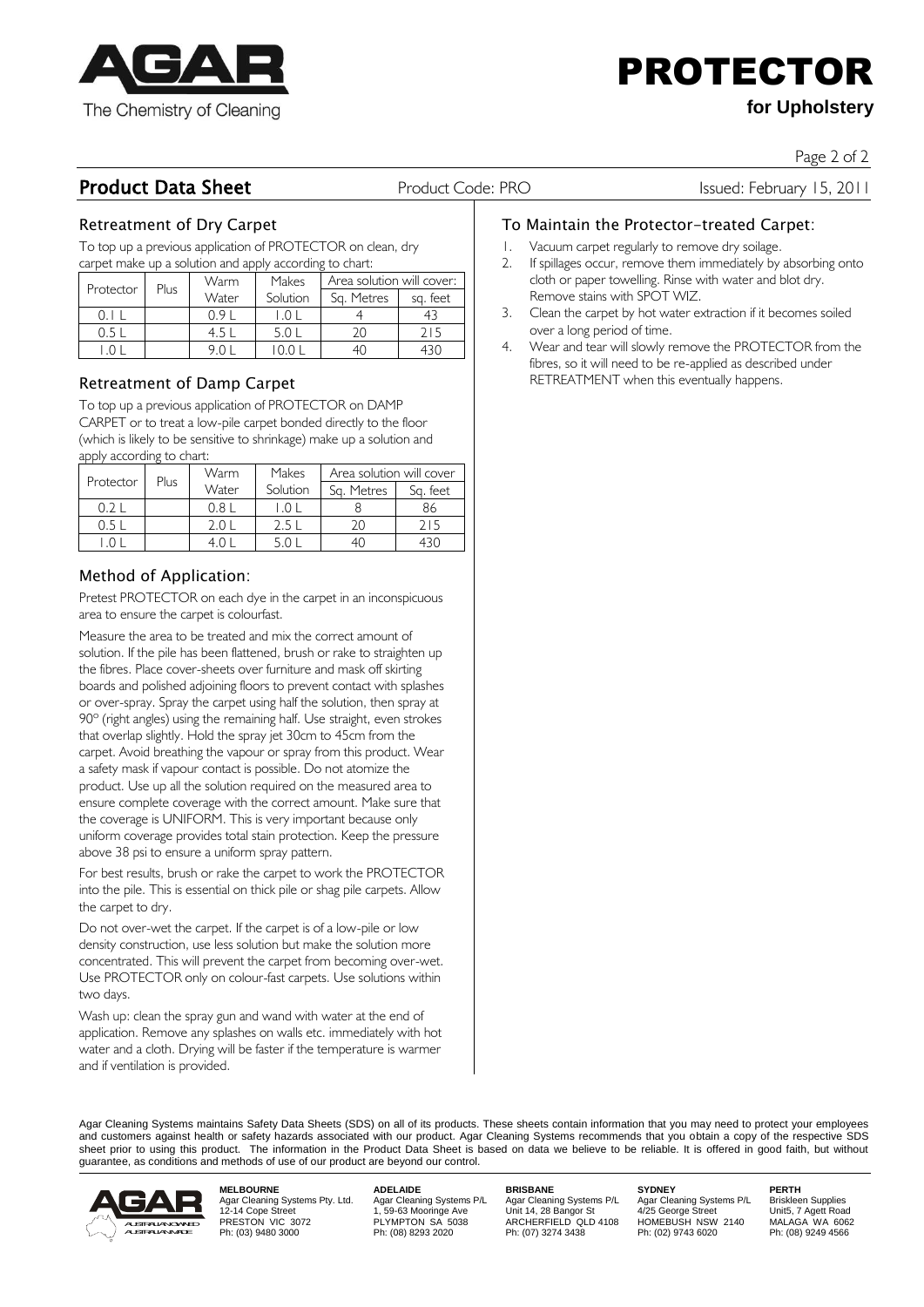# PROTECTOR

**for Upholstery**

## Product Data Sheet

Product Code: PRO

Issued: February 15, 2011

### Retreatment of Dry Carpet

To top up a previous application of PROTECTOR on clean, dry carpet make up a solution and apply according to chart:

| Protector | Plus | Warm Water | Makes Solution | Area solution will cover: | |
|---|---|---|---|---|---|
| | | | | Sq. Metres | sq. feet |
| 0.1 L | | 0.9 L | 1.0 L | 4 | 43 |
| 0.5 L | | 4.5 L | 5.0 L | 20 | 215 |
| 1.0 L | | 9.0 L | 10.0 L | 40 | 430 |

### Retreatment of Damp Carpet

To top up a previous application of PROTECTOR on DAMP CARPET or to treat a low-pile carpet bonded directly to the floor (which is likely to be sensitive to shrinkage) make up a solution and apply according to chart:

| Protector | Plus | Warm Water | Makes Solution | Area solution will cover | |
|---|---|---|---|---|---|
| | | | | Sq. Metres | Sq. feet |
| 0.2 L | | 0.8 L | 1.0 L | 8 | 86 |
| 0.5 L | | 2.0 L | 2.5 L | 20 | 215 |
| 1.0 L | | 4.0 L | 5.0 L | 40 | 430 |

### Method of Application:

Pretest PROTECTOR on each dye in the carpet in an inconspicuous area to ensure the carpet is colourfast.

Measure the area to be treated and mix the correct amount of solution. If the pile has been flattened, brush or rake to straighten up the fibres. Place cover-sheets over furniture and mask off skirting boards and polished adjoining floors to prevent contact with splashes or over-spray. Spray the carpet using half the solution, then spray at 90° (right angles) using the remaining half. Use straight, even strokes that overlap slightly. Hold the spray jet 30cm to 45cm from the carpet. Avoid breathing the vapour or spray from this product. Wear a safety mask if vapour contact is possible. Do not atomize the product. Use up all the solution required on the measured area to ensure complete coverage with the correct amount. Make sure that the coverage is UNIFORM. This is very important because only uniform coverage provides total stain protection. Keep the pressure above 38 psi to ensure a uniform spray pattern.

For best results, brush or rake the carpet to work the PROTECTOR into the pile. This is essential on thick pile or shag pile carpets. Allow the carpet to dry.

Do not over-wet the carpet. If the carpet is of a low-pile or low density construction, use less solution but make the solution more concentrated. This will prevent the carpet from becoming over-wet. Use PROTECTOR only on colour-fast carpets. Use solutions within two days.

Wash up: clean the spray gun and wand with water at the end of application. Remove any splashes on walls etc. immediately with hot water and a cloth. Drying will be faster if the temperature is warmer and if ventilation is provided.

### To Maintain the Protector-treated Carpet:

1. Vacuum carpet regularly to remove dry soilage.
2. If spillages occur, remove them immediately by absorbing onto cloth or paper towelling. Rinse with water and blot dry. Remove stains with SPOT WIZ.
3. Clean the carpet by hot water extraction if it becomes soiled over a long period of time.
4. Wear and tear will slowly remove the PROTECTOR from the fibres, so it will need to be re-applied as described under RETREATMENT when this eventually happens.

Agar Cleaning Systems maintains Safety Data Sheets (SDS) on all of its products. These sheets contain information that you may need to protect your employees and customers against health or safety hazards associated with our product. Agar Cleaning Systems recommends that you obtain a copy of the respective SDS sheet prior to using this product. The information in the Product Data Sheet is based on data we believe to be reliable. It is offered in good faith, but without guarantee, as conditions and methods of use of our product are beyond our control.

**MELBOURNE**
Agar Cleaning Systems Pty. Ltd.
12-14 Cope Street
PRESTON VIC 3072
Ph: (03) 9480 3000

**ADELAIDE**
Agar Cleaning Systems P/L
1, 59-63 Mooringe Ave
PLYMPTON SA 5038
Ph: (08) 8293 2020

**BRISBANE**
Agar Cleaning Systems P/L
Unit 14, 28 Bangor St
ARCHERFIELD QLD 4108
Ph: (07) 3274 3438

**SYDNEY**
Agar Cleaning Systems P/L
4/25 George Street
HOMEBUSH NSW 2140
Ph: (02) 9743 6020

**PERTH**
Briskleen Supplies
Unit5, 7 Agett Road
MALAGA WA 6062
Ph: (08) 9249 4566